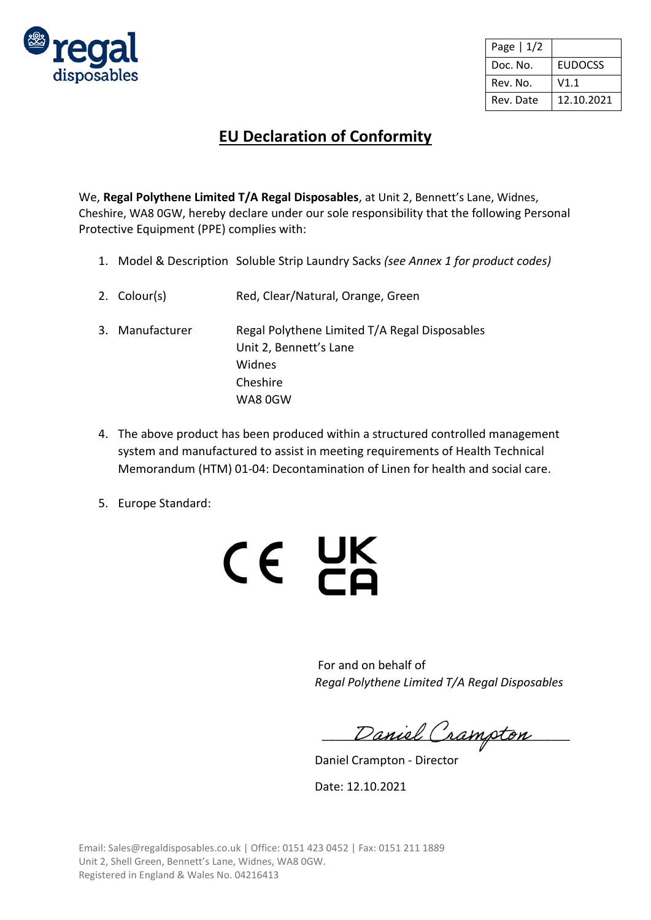regal disposables

| Page \| 1/2 | |
|---|---|
| Doc. No. | EUDOCSS |
| Rev. No. | V1.1 |
| Rev. Date | 12.10.2021 |

# EU Declaration of Conformity

We, **Regal Polythene Limited T/A Regal Disposables**, at Unit 2, Bennett's Lane, Widnes, Cheshire, WA8 0GW, hereby declare under our sole responsibility that the following Personal Protective Equipment (PPE) complies with:

1. Model & Description Soluble Strip Laundry Sacks *(see Annex 1 for product codes)*
2. Colour(s) Red, Clear/Natural, Orange, Green
3. Manufacturer Regal Polythene Limited T/A Regal Disposables
   Unit 2, Bennett's Lane
   Widnes
   Cheshire
   WA8 0GW
4. The above product has been produced within a structured controlled management system and manufactured to assist in meeting requirements of Health Technical Memorandum (HTM) 01-04: Decontamination of Linen for health and social care.
5. Europe Standard:

CE UKCA

For and on behalf of
*Regal Polythene Limited T/A Regal Disposables*

Daniel Crampton

Daniel Crampton - Director

Date: 12.10.2021

Email: Sales@regaldisposables.co.uk | Office: 0151 423 0452 | Fax: 0151 211 1889
Unit 2, Shell Green, Bennett's Lane, Widnes, WA8 0GW.
Registered in England & Wales No. 04216413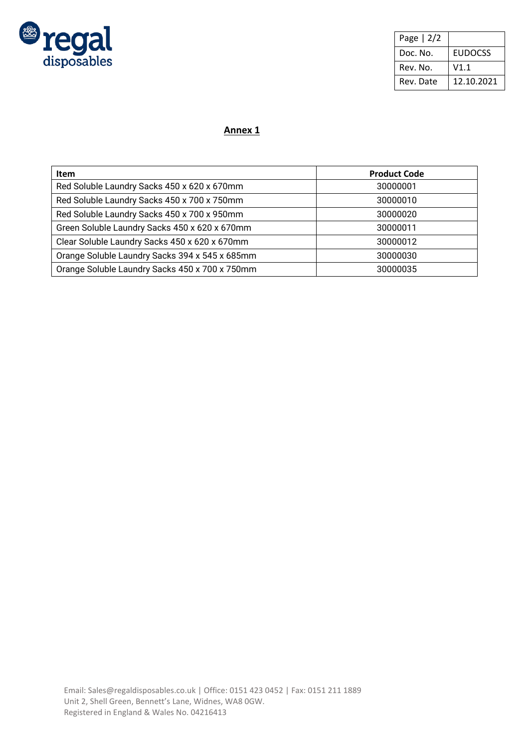## Annex 1

| Item | Product Code |
|---|---|
| Red Soluble Laundry Sacks 450 x 620 x 670mm | 30000001 |
| Red Soluble Laundry Sacks 450 x 700 x 750mm | 30000010 |
| Red Soluble Laundry Sacks 450 x 700 x 950mm | 30000020 |
| Green Soluble Laundry Sacks 450 x 620 x 670mm | 30000011 |
| Clear Soluble Laundry Sacks 450 x 620 x 670mm | 30000012 |
| Orange Soluble Laundry Sacks 394 x 545 x 685mm | 30000030 |
| Orange Soluble Laundry Sacks 450 x 700 x 750mm | 30000035 |